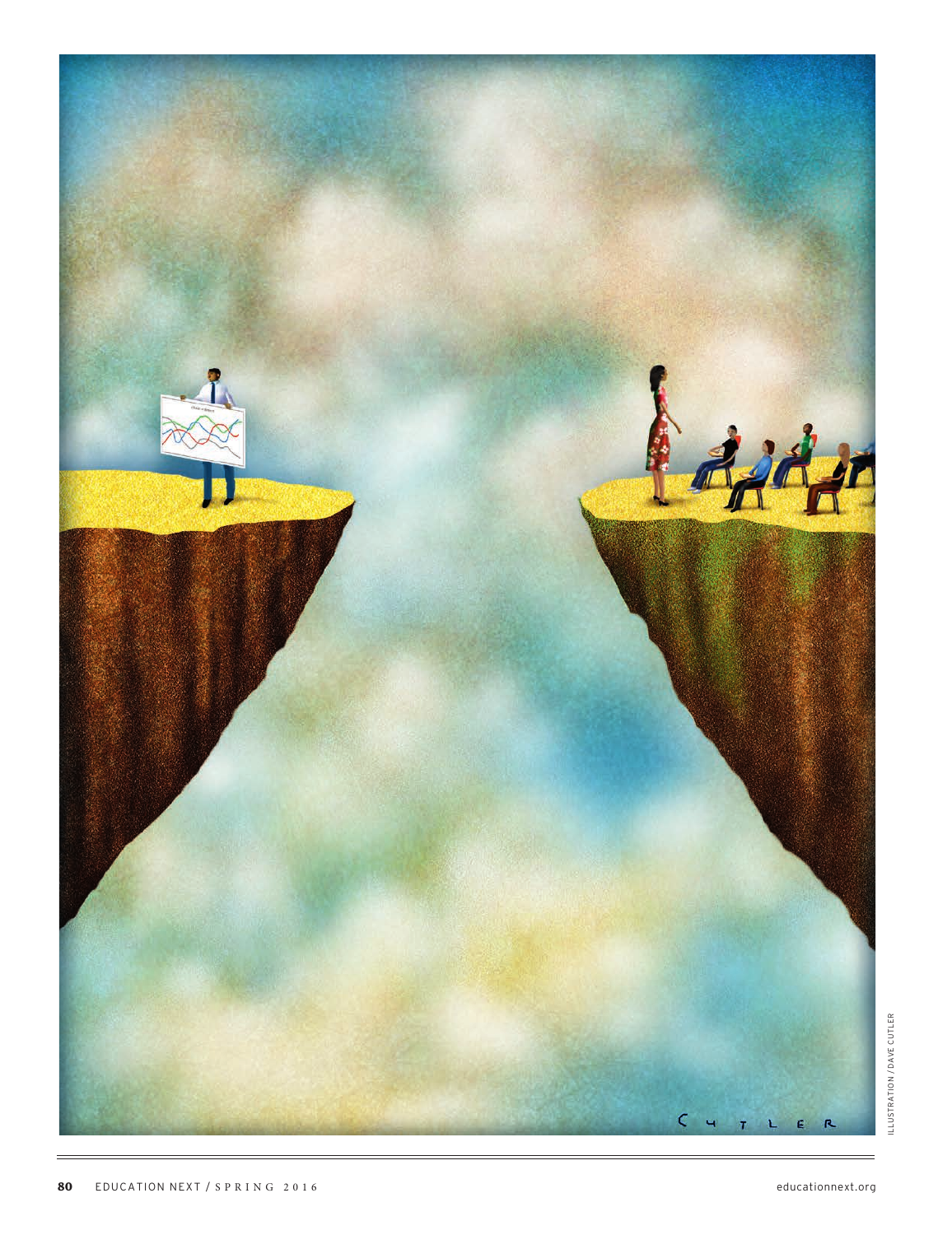ILLUSTRATION / DAVE CUTLER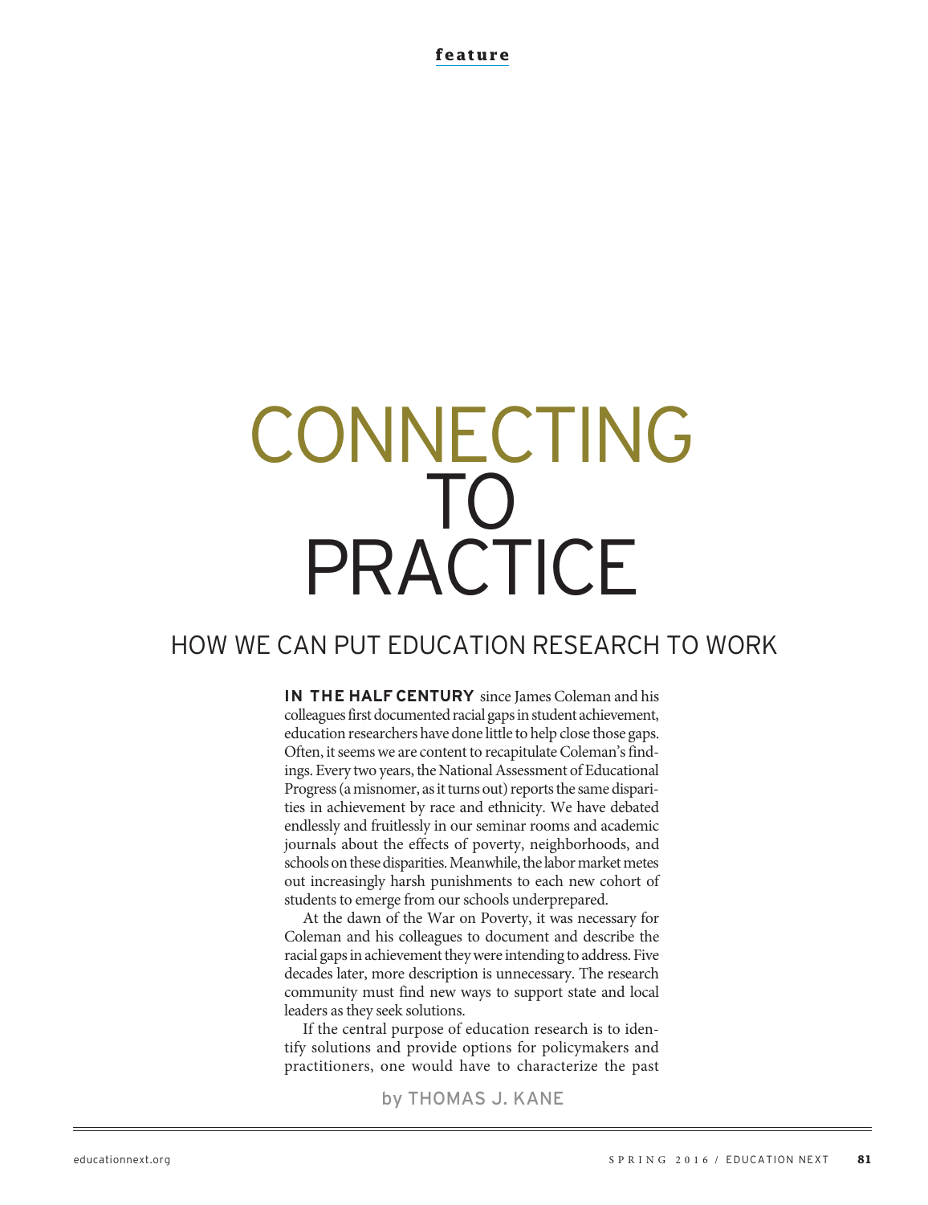**feature**

# CONNECTING TO PRACTICE

## HOW WE CAN PUT EDUCATION RESEARCH TO WORK

**IN THE HALF CENTURY** since James Coleman and his colleagues first documented racial gaps in student achievement, education researchers have done little to help close those gaps. Often, it seems we are content to recapitulate Coleman's findings. Every two years, the National Assessment of Educational Progress (a misnomer, as it turns out) reports the same disparities in achievement by race and ethnicity. We have debated endlessly and fruitlessly in our seminar rooms and academic journals about the effects of poverty, neighborhoods, and schools on these disparities. Meanwhile, the labor market metes out increasingly harsh punishments to each new cohort of students to emerge from our schools underprepared.

At the dawn of the War on Poverty, it was necessary for Coleman and his colleagues to document and describe the racial gaps in achievement they were intending to address. Five decades later, more description is unnecessary. The research community must find new ways to support state and local leaders as they seek solutions.

If the central purpose of education research is to identify solutions and provide options for policymakers and practitioners, one would have to characterize the past

by THOMAS J. KANE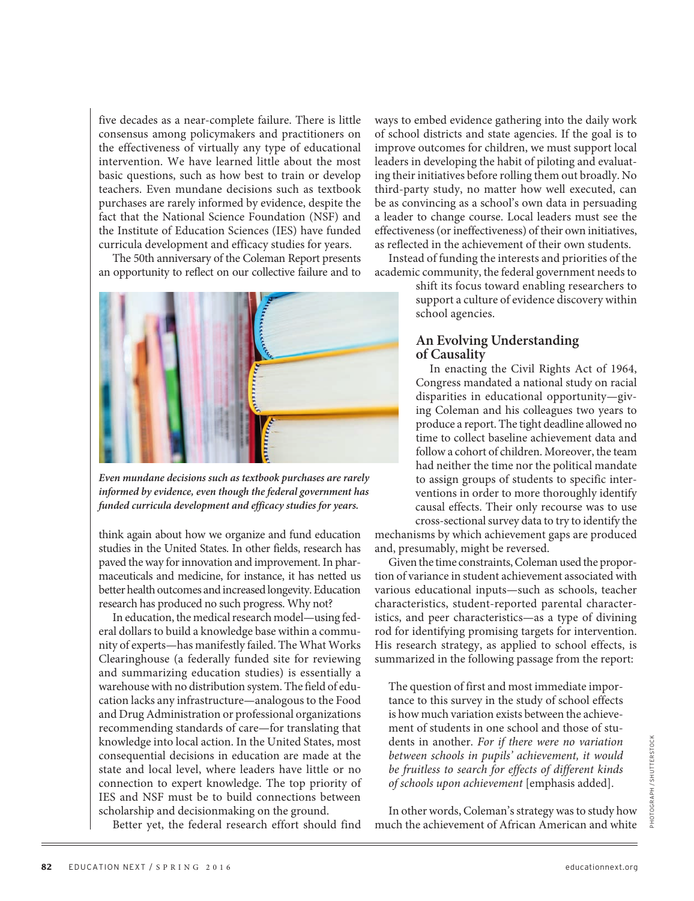five decades as a near-complete failure. There is little consensus among policymakers and practitioners on the effectiveness of virtually any type of educational intervention. We have learned little about the most basic questions, such as how best to train or develop teachers. Even mundane decisions such as textbook purchases are rarely informed by evidence, despite the fact that the National Science Foundation (NSF) and the Institute of Education Sciences (IES) have funded curricula development and efficacy studies for years.

The 50th anniversary of the Coleman Report presents an opportunity to reflect on our collective failure and to think again about how we organize and fund education studies in the United States. In other fields, research has paved the way for innovation and improvement. In pharmaceuticals and medicine, for instance, it has netted us better health outcomes and increased longevity. Education research has produced no such progress. Why not?

*Even mundane decisions such as textbook purchases are rarely informed by evidence, even though the federal government has funded curricula development and efficacy studies for years.*

In education, the medical research model—using federal dollars to build a knowledge base within a community of experts—has manifestly failed. The What Works Clearinghouse (a federally funded site for reviewing and summarizing education studies) is essentially a warehouse with no distribution system. The field of education lacks any infrastructure—analogous to the Food and Drug Administration or professional organizations recommending standards of care—for translating that knowledge into local action. In the United States, most consequential decisions in education are made at the state and local level, where leaders have little or no connection to expert knowledge. The top priority of IES and NSF must be to build connections between scholarship and decisionmaking on the ground.

Better yet, the federal research effort should find ways to embed evidence gathering into the daily work of school districts and state agencies. If the goal is to improve outcomes for children, we must support local leaders in developing the habit of piloting and evaluating their initiatives before rolling them out broadly. No third-party study, no matter how well executed, can be as convincing as a school's own data in persuading a leader to change course. Local leaders must see the effectiveness (or ineffectiveness) of their own initiatives, as reflected in the achievement of their own students.

Instead of funding the interests and priorities of the academic community, the federal government needs to shift its focus toward enabling researchers to support a culture of evidence discovery within school agencies.

## An Evolving Understanding of Causality

In enacting the Civil Rights Act of 1964, Congress mandated a national study on racial disparities in educational opportunity—giving Coleman and his colleagues two years to produce a report. The tight deadline allowed no time to collect baseline achievement data and follow a cohort of children. Moreover, the team had neither the time nor the political mandate to assign groups of students to specific interventions in order to more thoroughly identify causal effects. Their only recourse was to use cross-sectional survey data to try to identify the mechanisms by which achievement gaps are produced and, presumably, might be reversed.

Given the time constraints, Coleman used the proportion of variance in student achievement associated with various educational inputs—such as schools, teacher characteristics, student-reported parental characteristics, and peer characteristics—as a type of divining rod for identifying promising targets for intervention. His research strategy, as applied to school effects, is summarized in the following passage from the report:

> The question of first and most immediate importance to this survey in the study of school effects is how much variation exists between the achievement of students in one school and those of students in another. *For if there were no variation between schools in pupils' achievement, it would be fruitless to search for effects of different kinds of schools upon achievement* [emphasis added].

In other words, Coleman's strategy was to study how much the achievement of African American and white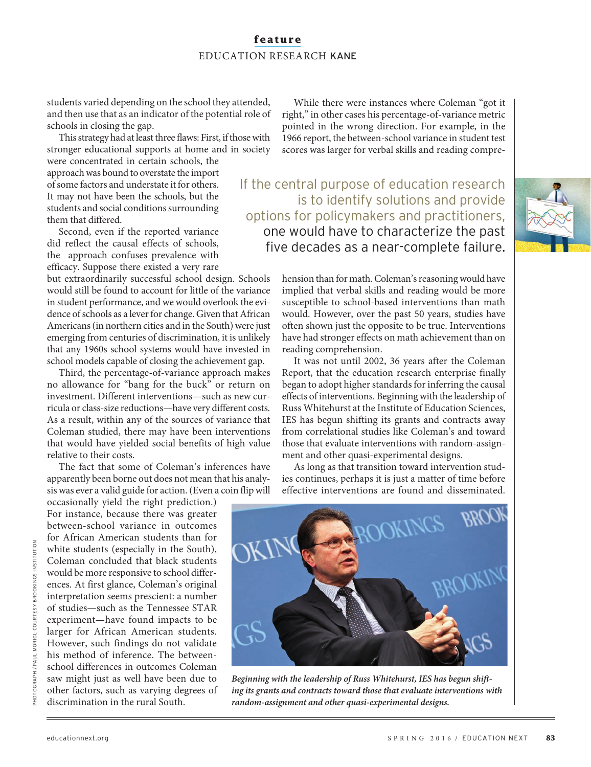students varied depending on the school they attended, and then use that as an indicator of the potential role of schools in closing the gap.

This strategy had at least three flaws: First, if those with stronger educational supports at home and in society were concentrated in certain schools, the approach was bound to overstate the import of some factors and understate it for others. It may not have been the schools, but the students and social conditions surrounding them that differed.

Second, even if the reported variance did reflect the causal effects of schools, the approach confuses prevalence with efficacy. Suppose there existed a very rare but extraordinarily successful school design. Schools would still be found to account for little of the variance in student performance, and we would overlook the evidence of schools as a lever for change. Given that African Americans (in northern cities and in the South) were just emerging from centuries of discrimination, it is unlikely that any 1960s school systems would have invested in school models capable of closing the achievement gap.

Third, the percentage-of-variance approach makes no allowance for "bang for the buck" or return on investment. Different interventions—such as new curricula or class-size reductions—have very different costs. As a result, within any of the sources of variance that Coleman studied, there may have been interventions that would have yielded social benefits of high value relative to their costs.

The fact that some of Coleman's inferences have apparently been borne out does not mean that his analysis was ever a valid guide for action. (Even a coin flip will occasionally yield the right prediction.) For instance, because there was greater between-school variance in outcomes for African American students than for white students (especially in the South), Coleman concluded that black students would be more responsive to school differences. At first glance, Coleman's original interpretation seems prescient: a number of studies—such as the Tennessee STAR experiment—have found impacts to be larger for African American students. However, such findings do not validate his method of inference. The between-school differences in outcomes Coleman saw might just as well have been due to other factors, such as varying degrees of discrimination in the rural South.

While there were instances where Coleman "got it right," in other cases his percentage-of-variance metric pointed in the wrong direction. For example, in the 1966 report, the between-school variance in student test scores was larger for verbal skills and reading comprehension than for math. Coleman's reasoning would have implied that verbal skills and reading would be more susceptible to school-based interventions than math would. However, over the past 50 years, studies have often shown just the opposite to be true. Interventions have had stronger effects on math achievement than on reading comprehension.

> If the central purpose of education research is to identify solutions and provide options for policymakers and practitioners, one would have to characterize the past five decades as a near-complete failure.

It was not until 2002, 36 years after the Coleman Report, that the education research enterprise finally began to adopt higher standards for inferring the causal effects of interventions. Beginning with the leadership of Russ Whitehurst at the Institute of Education Sciences, IES has begun shifting its grants and contracts away from correlational studies like Coleman's and toward those that evaluate interventions with random-assignment and other quasi-experimental designs.

As long as that transition toward intervention studies continues, perhaps it is just a matter of time before effective interventions are found and disseminated.

*Beginning with the leadership of Russ Whitehurst, IES has begun shifting its grants and contracts toward those that evaluate interventions with random-assignment and other quasi-experimental designs.*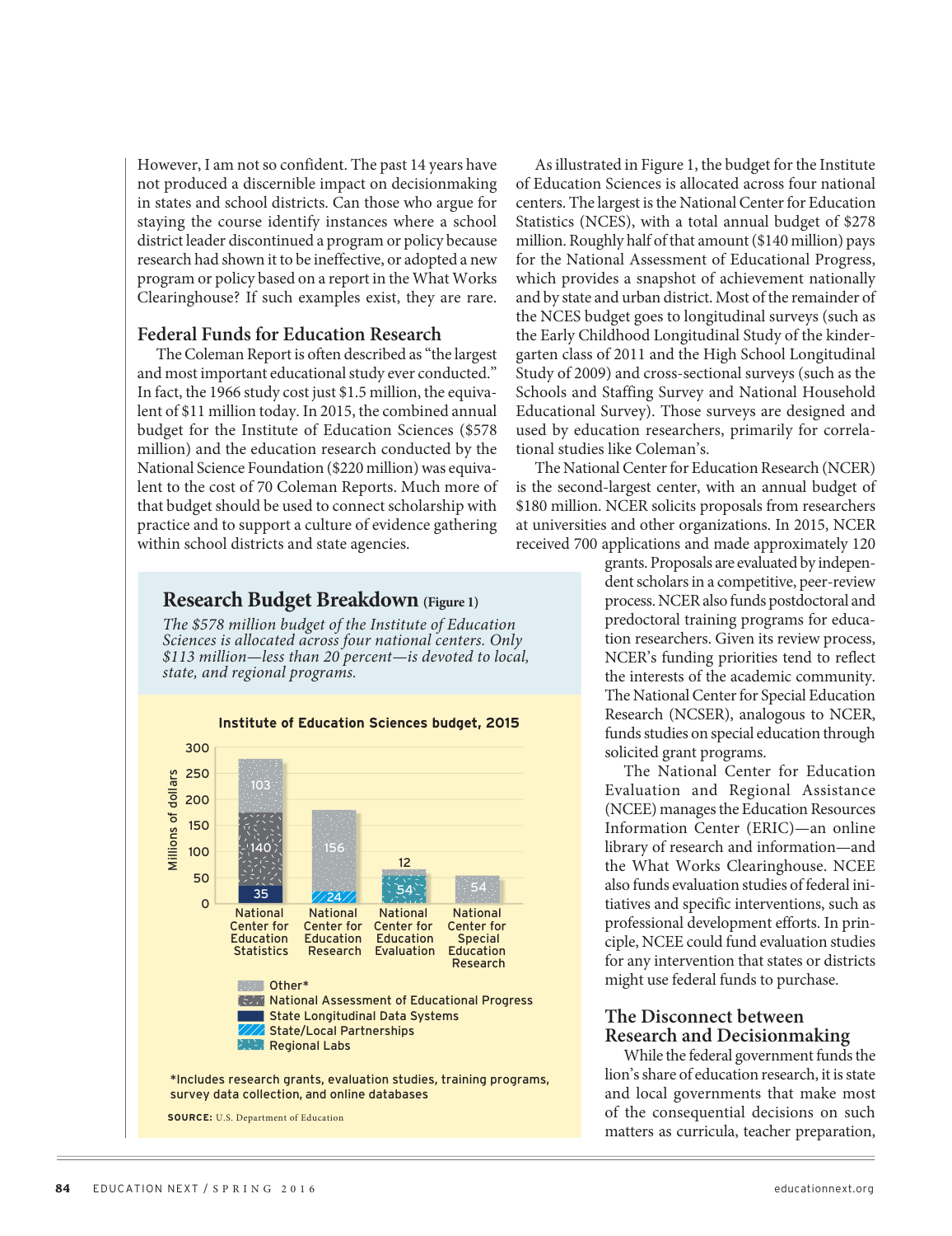However, I am not so confident. The past 14 years have not produced a discernible impact on decisionmaking in states and school districts. Can those who argue for staying the course identify instances where a school district leader discontinued a program or policy because research had shown it to be ineffective, or adopted a new program or policy based on a report in the What Works Clearinghouse? If such examples exist, they are rare.

### Federal Funds for Education Research

The Coleman Report is often described as "the largest and most important educational study ever conducted." In fact, the 1966 study cost just $1.5 million, the equivalent of $11 million today. In 2015, the combined annual budget for the Institute of Education Sciences ($578 million) and the education research conducted by the National Science Foundation ($220 million) was equivalent to the cost of 70 Coleman Reports. Much more of that budget should be used to connect scholarship with practice and to support a culture of evidence gathering within school districts and state agencies.

As illustrated in Figure 1, the budget for the Institute of Education Sciences is allocated across four national centers. The largest is the National Center for Education Statistics (NCES), with a total annual budget of $278 million. Roughly half of that amount ($140 million) pays for the National Assessment of Educational Progress, which provides a snapshot of achievement nationally and by state and urban district. Most of the remainder of the NCES budget goes to longitudinal surveys (such as the Early Childhood Longitudinal Study of the kindergarten class of 2011 and the High School Longitudinal Study of 2009) and cross-sectional surveys (such as the Schools and Staffing Survey and National Household Educational Survey). Those surveys are designed and used by education researchers, primarily for correlational studies like Coleman's.

The National Center for Education Research (NCER) is the second-largest center, with an annual budget of $180 million. NCER solicits proposals from researchers at universities and other organizations. In 2015, NCER received 700 applications and made approximately 120 grants. Proposals are evaluated by independent scholars in a competitive, peer-review process. NCER also funds postdoctoral and predoctoral training programs for education researchers. Given its review process, NCER's funding priorities tend to reflect the interests of the academic community. The National Center for Special Education Research (NCSER), analogous to NCER, funds studies on special education through solicited grant programs.

The National Center for Education Evaluation and Regional Assistance (NCEE) manages the Education Resources Information Center (ERIC)—an online library of research and information—and the What Works Clearinghouse. NCEE also funds evaluation studies of federal initiatives and specific interventions, such as professional development efforts. In principle, NCEE could fund evaluation studies for any intervention that states or districts might use federal funds to purchase.

**Research Budget Breakdown** (Figure 1)

*The $578 million budget of the Institute of Education Sciences is allocated across four national centers. Only $113 million—less than 20 percent—is devoted to local, state, and regional programs.*

**Institute of Education Sciences budget, 2015** (Millions of dollars)

| | National Center for Education Statistics | National Center for Education Research | National Center for Education Evaluation | National Center for Special Education Research |
|---|---|---|---|---|
| Other* | 103 | 156 | 12 | 54 |
| National Assessment of Educational Progress | 140 | | | |
| State Longitudinal Data Systems | 35 | | | |
| State/Local Partnerships | | 24 | | |
| Regional Labs | | | 54 | |

*Includes research grants, evaluation studies, training programs, survey data collection, and online databases

**SOURCE:** U.S. Department of Education

### The Disconnect between Research and Decisionmaking

While the federal government funds the lion's share of education research, it is state and local governments that make most of the consequential decisions on such matters as curricula, teacher preparation,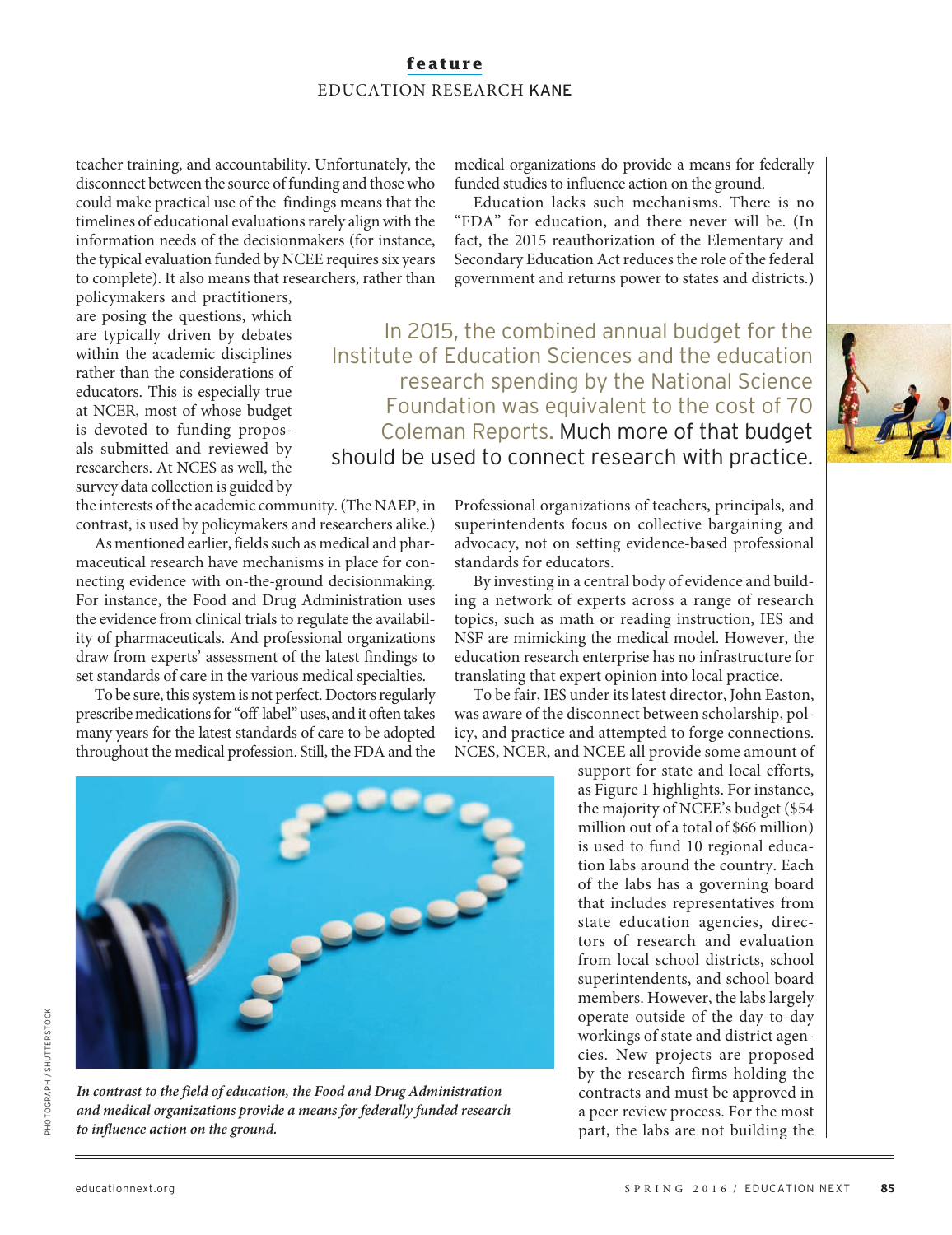teacher training, and accountability. Unfortunately, the disconnect between the source of funding and those who could make practical use of the findings means that the timelines of educational evaluations rarely align with the information needs of the decisionmakers (for instance, the typical evaluation funded by NCEE requires six years to complete). It also means that researchers, rather than policymakers and practitioners, are posing the questions, which are typically driven by debates within the academic disciplines rather than the considerations of educators. This is especially true at NCER, most of whose budget is devoted to funding proposals submitted and reviewed by researchers. At NCES as well, the survey data collection is guided by the interests of the academic community. (The NAEP, in contrast, is used by policymakers and researchers alike.)

As mentioned earlier, fields such as medical and pharmaceutical research have mechanisms in place for connecting evidence with on-the-ground decisionmaking. For instance, the Food and Drug Administration uses the evidence from clinical trials to regulate the availability of pharmaceuticals. And professional organizations draw from experts' assessment of the latest findings to set standards of care in the various medical specialties.

To be sure, this system is not perfect. Doctors regularly prescribe medications for "off-label" uses, and it often takes many years for the latest standards of care to be adopted throughout the medical profession. Still, the FDA and the medical organizations do provide a means for federally funded studies to influence action on the ground.

Education lacks such mechanisms. There is no "FDA" for education, and there never will be. (In fact, the 2015 reauthorization of the Elementary and Secondary Education Act reduces the role of the federal government and returns power to states and districts.)

> In 2015, the combined annual budget for the Institute of Education Sciences and the education research spending by the National Science Foundation was equivalent to the cost of 70 Coleman Reports. Much more of that budget should be used to connect research with practice.

Professional organizations of teachers, principals, and superintendents focus on collective bargaining and advocacy, not on setting evidence-based professional standards for educators.

By investing in a central body of evidence and building a network of experts across a range of research topics, such as math or reading instruction, IES and NSF are mimicking the medical model. However, the education research enterprise has no infrastructure for translating that expert opinion into local practice.

To be fair, IES under its latest director, John Easton, was aware of the disconnect between scholarship, policy, and practice and attempted to forge connections. NCES, NCER, and NCEE all provide some amount of support for state and local efforts, as Figure 1 highlights. For instance, the majority of NCEE's budget ($54 million out of a total of $66 million) is used to fund 10 regional education labs around the country. Each of the labs has a governing board that includes representatives from state education agencies, directors of research and evaluation from local school districts, school superintendents, and school board members. However, the labs largely operate outside of the day-to-day workings of state and district agencies. New projects are proposed by the research firms holding the contracts and must be approved in a peer review process. For the most part, the labs are not building the

*In contrast to the field of education, the Food and Drug Administration and medical organizations provide a means for federally funded research to influence action on the ground.*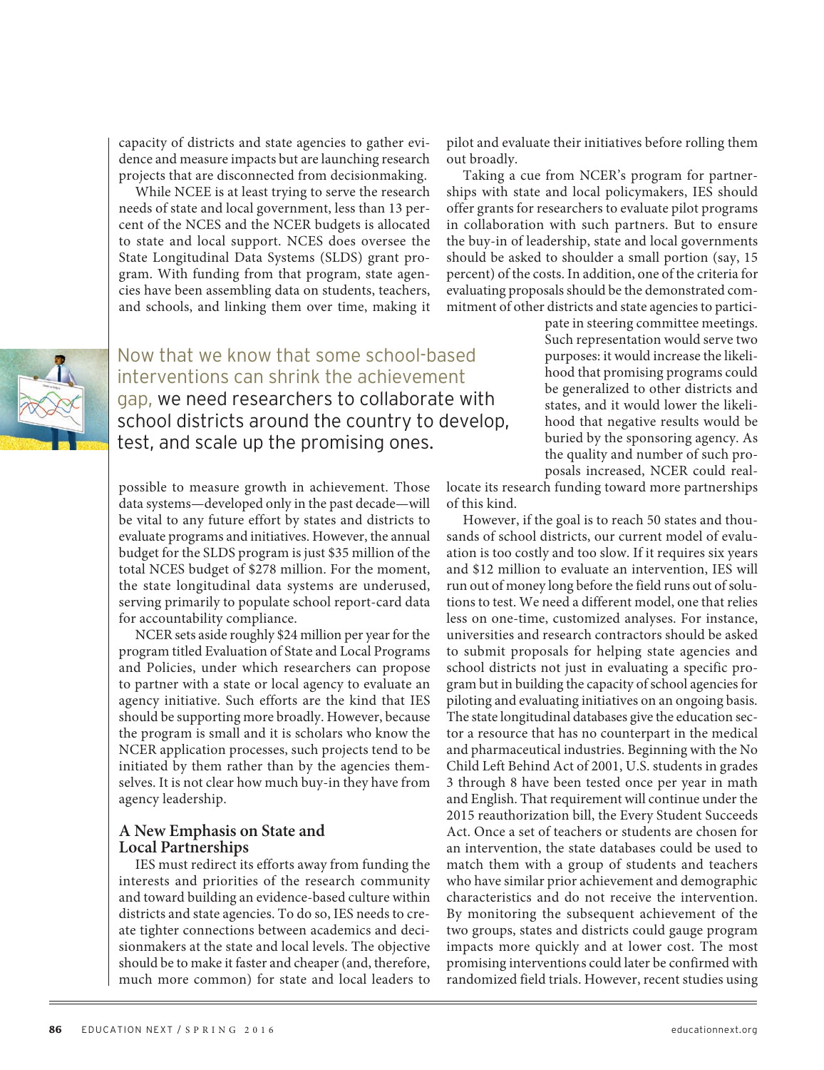capacity of districts and state agencies to gather evidence and measure impacts but are launching research projects that are disconnected from decisionmaking.

While NCEE is at least trying to serve the research needs of state and local government, less than 13 percent of the NCES and the NCER budgets is allocated to state and local support. NCES does oversee the State Longitudinal Data Systems (SLDS) grant program. With funding from that program, state agencies have been assembling data on students, teachers, and schools, and linking them over time, making it possible to measure growth in achievement. Those data systems—developed only in the past decade—will be vital to any future effort by states and districts to evaluate programs and initiatives. However, the annual budget for the SLDS program is just $35 million of the total NCES budget of $278 million. For the moment, the state longitudinal data systems are underused, serving primarily to populate school report-card data for accountability compliance.

NCER sets aside roughly $24 million per year for the program titled Evaluation of State and Local Programs and Policies, under which researchers can propose to partner with a state or local agency to evaluate an agency initiative. Such efforts are the kind that IES should be supporting more broadly. However, because the program is small and it is scholars who know the NCER application processes, such projects tend to be initiated by them rather than by the agencies themselves. It is not clear how much buy-in they have from agency leadership.

> Now that we know that some school-based interventions can shrink the achievement gap, we need researchers to collaborate with school districts around the country to develop, test, and scale up the promising ones.

## A New Emphasis on State and Local Partnerships

IES must redirect its efforts away from funding the interests and priorities of the research community and toward building an evidence-based culture within districts and state agencies. To do so, IES needs to create tighter connections between academics and decisionmakers at the state and local levels. The objective should be to make it faster and cheaper (and, therefore, much more common) for state and local leaders to pilot and evaluate their initiatives before rolling them out broadly.

Taking a cue from NCER's program for partnerships with state and local policymakers, IES should offer grants for researchers to evaluate pilot programs in collaboration with such partners. But to ensure the buy-in of leadership, state and local governments should be asked to shoulder a small portion (say, 15 percent) of the costs. In addition, one of the criteria for evaluating proposals should be the demonstrated commitment of other districts and state agencies to participate in steering committee meetings. Such representation would serve two purposes: it would increase the likelihood that promising programs could be generalized to other districts and states, and it would lower the likelihood that negative results would be buried by the sponsoring agency. As the quality and number of such proposals increased, NCER could reallocate its research funding toward more partnerships of this kind.

However, if the goal is to reach 50 states and thousands of school districts, our current model of evaluation is too costly and too slow. If it requires six years and $12 million to evaluate an intervention, IES will run out of money long before the field runs out of solutions to test. We need a different model, one that relies less on one-time, customized analyses. For instance, universities and research contractors should be asked to submit proposals for helping state agencies and school districts not just in evaluating a specific program but in building the capacity of school agencies for piloting and evaluating initiatives on an ongoing basis. The state longitudinal databases give the education sector a resource that has no counterpart in the medical and pharmaceutical industries. Beginning with the No Child Left Behind Act of 2001, U.S. students in grades 3 through 8 have been tested once per year in math and English. That requirement will continue under the 2015 reauthorization bill, the Every Student Succeeds Act. Once a set of teachers or students are chosen for an intervention, the state databases could be used to match them with a group of students and teachers who have similar prior achievement and demographic characteristics and do not receive the intervention. By monitoring the subsequent achievement of the two groups, states and districts could gauge program impacts more quickly and at lower cost. The most promising interventions could later be confirmed with randomized field trials. However, recent studies using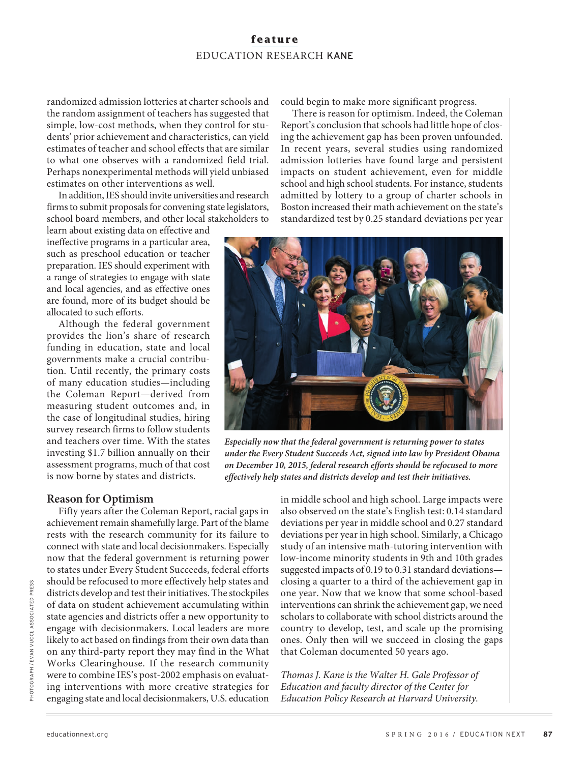randomized admission lotteries at charter schools and the random assignment of teachers has suggested that simple, low-cost methods, when they control for students' prior achievement and characteristics, can yield estimates of teacher and school effects that are similar to what one observes with a randomized field trial. Perhaps nonexperimental methods will yield unbiased estimates on other interventions as well.

In addition, IES should invite universities and research firms to submit proposals for convening state legislators, school board members, and other local stakeholders to learn about existing data on effective and ineffective programs in a particular area, such as preschool education or teacher preparation. IES should experiment with a range of strategies to engage with state and local agencies, and as effective ones are found, more of its budget should be allocated to such efforts.

Although the federal government provides the lion's share of research funding in education, state and local governments make a crucial contribution. Until recently, the primary costs of many education studies—including the Coleman Report—derived from measuring student outcomes and, in the case of longitudinal studies, hiring survey research firms to follow students and teachers over time. With the states investing $1.7 billion annually on their assessment programs, much of that cost is now borne by states and districts.

*Especially now that the federal government is returning power to states under the Every Student Succeeds Act, signed into law by President Obama on December 10, 2015, federal research efforts should be refocused to more effectively help states and districts develop and test their initiatives.*

## Reason for Optimism

Fifty years after the Coleman Report, racial gaps in achievement remain shamefully large. Part of the blame rests with the research community for its failure to connect with state and local decisionmakers. Especially now that the federal government is returning power to states under Every Student Succeeds, federal efforts should be refocused to more effectively help states and districts develop and test their initiatives. The stockpiles of data on student achievement accumulating within state agencies and districts offer a new opportunity to engage with decisionmakers. Local leaders are more likely to act based on findings from their own data than on any third-party report they may find in the What Works Clearinghouse. If the research community were to combine IES's post-2002 emphasis on evaluating interventions with more creative strategies for engaging state and local decisionmakers, U.S. education could begin to make more significant progress.

There is reason for optimism. Indeed, the Coleman Report's conclusion that schools had little hope of closing the achievement gap has been proven unfounded. In recent years, several studies using randomized admission lotteries have found large and persistent impacts on student achievement, even for middle school and high school students. For instance, students admitted by lottery to a group of charter schools in Boston increased their math achievement on the state's standardized test by 0.25 standard deviations per year in middle school and high school. Large impacts were also observed on the state's English test: 0.14 standard deviations per year in middle school and 0.27 standard deviations per year in high school. Similarly, a Chicago study of an intensive math-tutoring intervention with low-income minority students in 9th and 10th grades suggested impacts of 0.19 to 0.31 standard deviations—closing a quarter to a third of the achievement gap in one year. Now that we know that some school-based interventions can shrink the achievement gap, we need scholars to collaborate with school districts around the country to develop, test, and scale up the promising ones. Only then will we succeed in closing the gaps that Coleman documented 50 years ago.

*Thomas J. Kane is the Walter H. Gale Professor of Education and faculty director of the Center for Education Policy Research at Harvard University.*